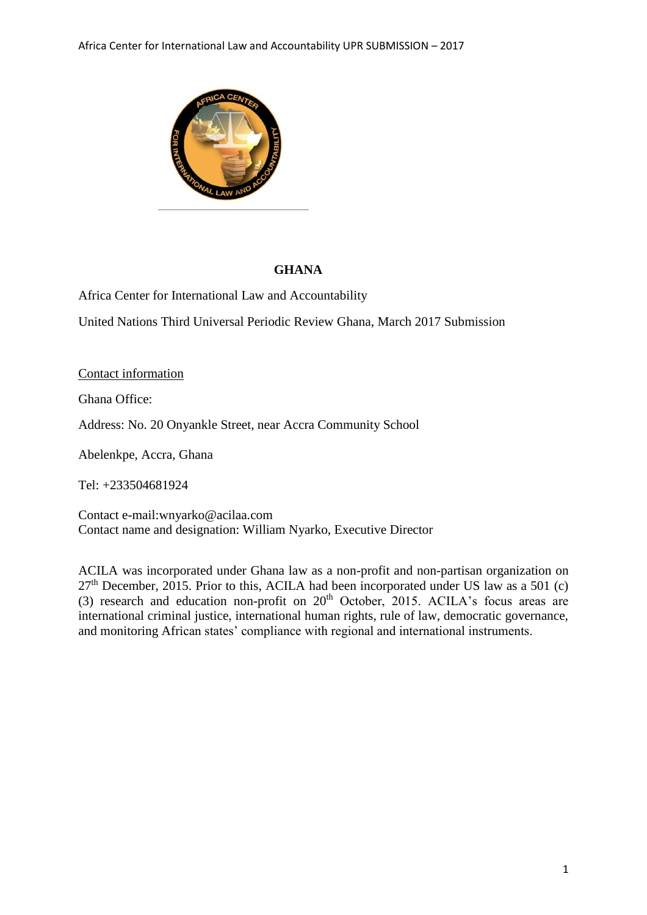**GHANA**

Africa Center for International Law and Accountability

United Nations Third Universal Periodic Review Ghana, March 2017 Submission

Contact information

Ghana Office:

Address: No. 20 Onyankle Street, near Accra Community School

Abelenkpe, Accra, Ghana

Tel: +233504681924

Contact e-mail:wnyarko@acilaa.com
Contact name and designation: William Nyarko, Executive Director

ACILA was incorporated under Ghana law as a non-profit and non-partisan organization on 27th December, 2015. Prior to this, ACILA had been incorporated under US law as a 501 (c) (3) research and education non-profit on 20th October, 2015. ACILA's focus areas are international criminal justice, international human rights, rule of law, democratic governance, and monitoring African states' compliance with regional and international instruments.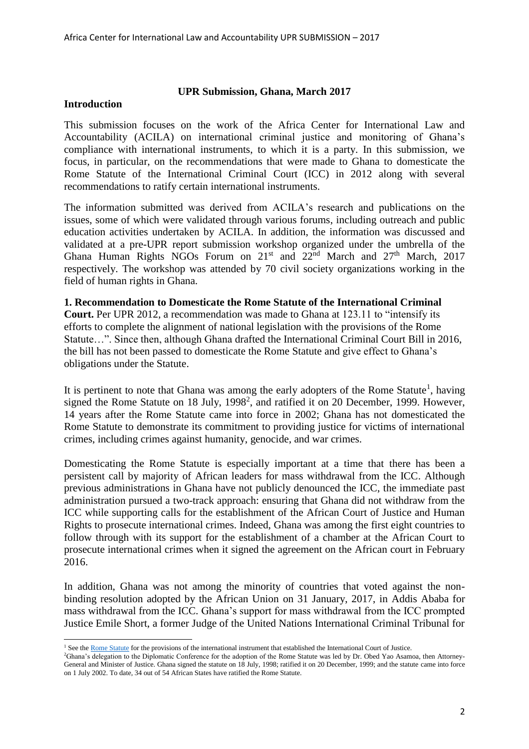**UPR Submission, Ghana, March 2017**

## Introduction

This submission focuses on the work of the Africa Center for International Law and Accountability (ACILA) on international criminal justice and monitoring of Ghana's compliance with international instruments, to which it is a party. In this submission, we focus, in particular, on the recommendations that were made to Ghana to domesticate the Rome Statute of the International Criminal Court (ICC) in 2012 along with several recommendations to ratify certain international instruments.

The information submitted was derived from ACILA's research and publications on the issues, some of which were validated through various forums, including outreach and public education activities undertaken by ACILA. In addition, the information was discussed and validated at a pre-UPR report submission workshop organized under the umbrella of the Ghana Human Rights NGOs Forum on 21st and 22nd March and 27th March, 2017 respectively. The workshop was attended by 70 civil society organizations working in the field of human rights in Ghana.

**1. Recommendation to Domesticate the Rome Statute of the International Criminal Court.** Per UPR 2012, a recommendation was made to Ghana at 123.11 to "intensify its efforts to complete the alignment of national legislation with the provisions of the Rome Statute…". Since then, although Ghana drafted the International Criminal Court Bill in 2016, the bill has not been passed to domesticate the Rome Statute and give effect to Ghana's obligations under the Statute.

It is pertinent to note that Ghana was among the early adopters of the Rome Statute[1], having signed the Rome Statute on 18 July, 1998[2], and ratified it on 20 December, 1999. However, 14 years after the Rome Statute came into force in 2002; Ghana has not domesticated the Rome Statute to demonstrate its commitment to providing justice for victims of international crimes, including crimes against humanity, genocide, and war crimes.

Domesticating the Rome Statute is especially important at a time that there has been a persistent call by majority of African leaders for mass withdrawal from the ICC. Although previous administrations in Ghana have not publicly denounced the ICC, the immediate past administration pursued a two-track approach: ensuring that Ghana did not withdraw from the ICC while supporting calls for the establishment of the African Court of Justice and Human Rights to prosecute international crimes. Indeed, Ghana was among the first eight countries to follow through with its support for the establishment of a chamber at the African Court to prosecute international crimes when it signed the agreement on the African court in February 2016.

In addition, Ghana was not among the minority of countries that voted against the non-binding resolution adopted by the African Union on 31 January, 2017, in Addis Ababa for mass withdrawal from the ICC. Ghana's support for mass withdrawal from the ICC prompted Justice Emile Short, a former Judge of the United Nations International Criminal Tribunal for

---

[1] See the Rome Statute for the provisions of the international instrument that established the International Court of Justice.

[2] Ghana's delegation to the Diplomatic Conference for the adoption of the Rome Statute was led by Dr. Obed Yao Asamoa, then Attorney-General and Minister of Justice. Ghana signed the statute on 18 July, 1998; ratified it on 20 December, 1999; and the statute came into force on 1 July 2002. To date, 34 out of 54 African States have ratified the Rome Statute.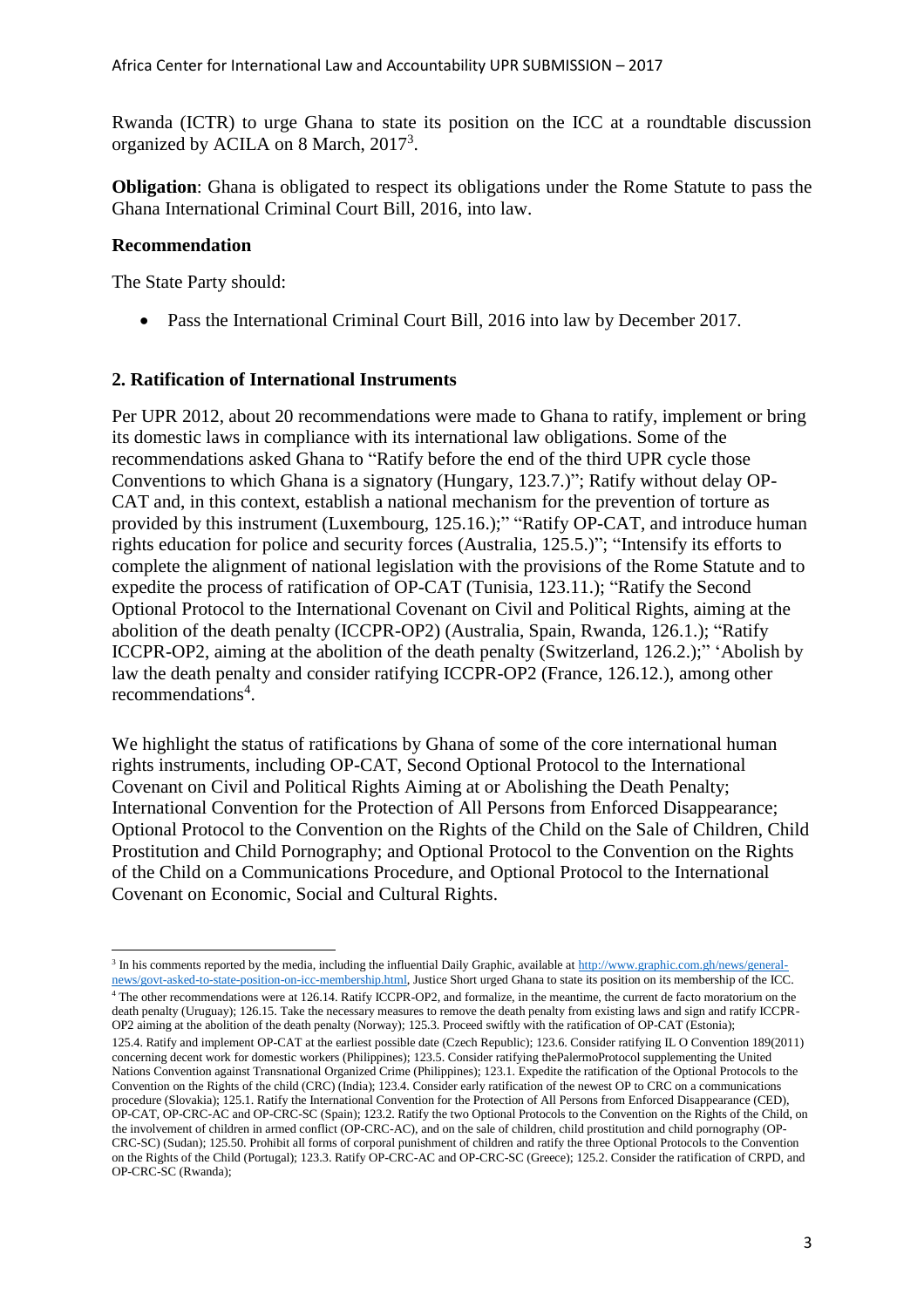Rwanda (ICTR) to urge Ghana to state its position on the ICC at a roundtable discussion organized by ACILA on 8 March, 2017[3].

**Obligation**: Ghana is obligated to respect its obligations under the Rome Statute to pass the Ghana International Criminal Court Bill, 2016, into law.

**Recommendation**

The State Party should:

- Pass the International Criminal Court Bill, 2016 into law by December 2017.

## 2. Ratification of International Instruments

Per UPR 2012, about 20 recommendations were made to Ghana to ratify, implement or bring its domestic laws in compliance with its international law obligations. Some of the recommendations asked Ghana to "Ratify before the end of the third UPR cycle those Conventions to which Ghana is a signatory (Hungary, 123.7.)"; Ratify without delay OP-CAT and, in this context, establish a national mechanism for the prevention of torture as provided by this instrument (Luxembourg, 125.16.);" "Ratify OP-CAT, and introduce human rights education for police and security forces (Australia, 125.5.)"; "Intensify its efforts to complete the alignment of national legislation with the provisions of the Rome Statute and to expedite the process of ratification of OP-CAT (Tunisia, 123.11.); "Ratify the Second Optional Protocol to the International Covenant on Civil and Political Rights, aiming at the abolition of the death penalty (ICCPR-OP2) (Australia, Spain, Rwanda, 126.1.); "Ratify ICCPR-OP2, aiming at the abolition of the death penalty (Switzerland, 126.2.);" 'Abolish by law the death penalty and consider ratifying ICCPR-OP2 (France, 126.12.), among other recommendations[4].

We highlight the status of ratifications by Ghana of some of the core international human rights instruments, including OP-CAT, Second Optional Protocol to the International Covenant on Civil and Political Rights Aiming at or Abolishing the Death Penalty; International Convention for the Protection of All Persons from Enforced Disappearance; Optional Protocol to the Convention on the Rights of the Child on the Sale of Children, Child Prostitution and Child Pornography; and Optional Protocol to the Convention on the Rights of the Child on a Communications Procedure, and Optional Protocol to the International Covenant on Economic, Social and Cultural Rights.

---

[3] In his comments reported by the media, including the influential Daily Graphic, available at http://www.graphic.com.gh/news/general-news/govt-asked-to-state-position-on-icc-membership.html, Justice Short urged Ghana to state its position on its membership of the ICC.

[4] The other recommendations were at 126.14. Ratify ICCPR-OP2, and formalize, in the meantime, the current de facto moratorium on the death penalty (Uruguay); 126.15. Take the necessary measures to remove the death penalty from existing laws and sign and ratify ICCPR-OP2 aiming at the abolition of the death penalty (Norway); 125.3. Proceed swiftly with the ratification of OP-CAT (Estonia); 125.4. Ratify and implement OP-CAT at the earliest possible date (Czech Republic); 123.6. Consider ratifying IL O Convention 189(2011) concerning decent work for domestic workers (Philippines); 123.5. Consider ratifying thePalermoProtocol supplementing the United Nations Convention against Transnational Organized Crime (Philippines); 123.1. Expedite the ratification of the Optional Protocols to the Convention on the Rights of the child (CRC) (India); 123.4. Consider early ratification of the newest OP to CRC on a communications procedure (Slovakia); 125.1. Ratify the International Convention for the Protection of All Persons from Enforced Disappearance (CED), OP-CAT, OP-CRC-AC and OP-CRC-SC (Spain); 123.2. Ratify the two Optional Protocols to the Convention on the Rights of the Child, on the involvement of children in armed conflict (OP-CRC-AC), and on the sale of children, child prostitution and child pornography (OP-CRC-SC) (Sudan); 125.50. Prohibit all forms of corporal punishment of children and ratify the three Optional Protocols to the Convention on the Rights of the Child (Portugal); 123.3. Ratify OP-CRC-AC and OP-CRC-SC (Greece); 125.2. Consider the ratification of CRPD, and OP-CRC-SC (Rwanda);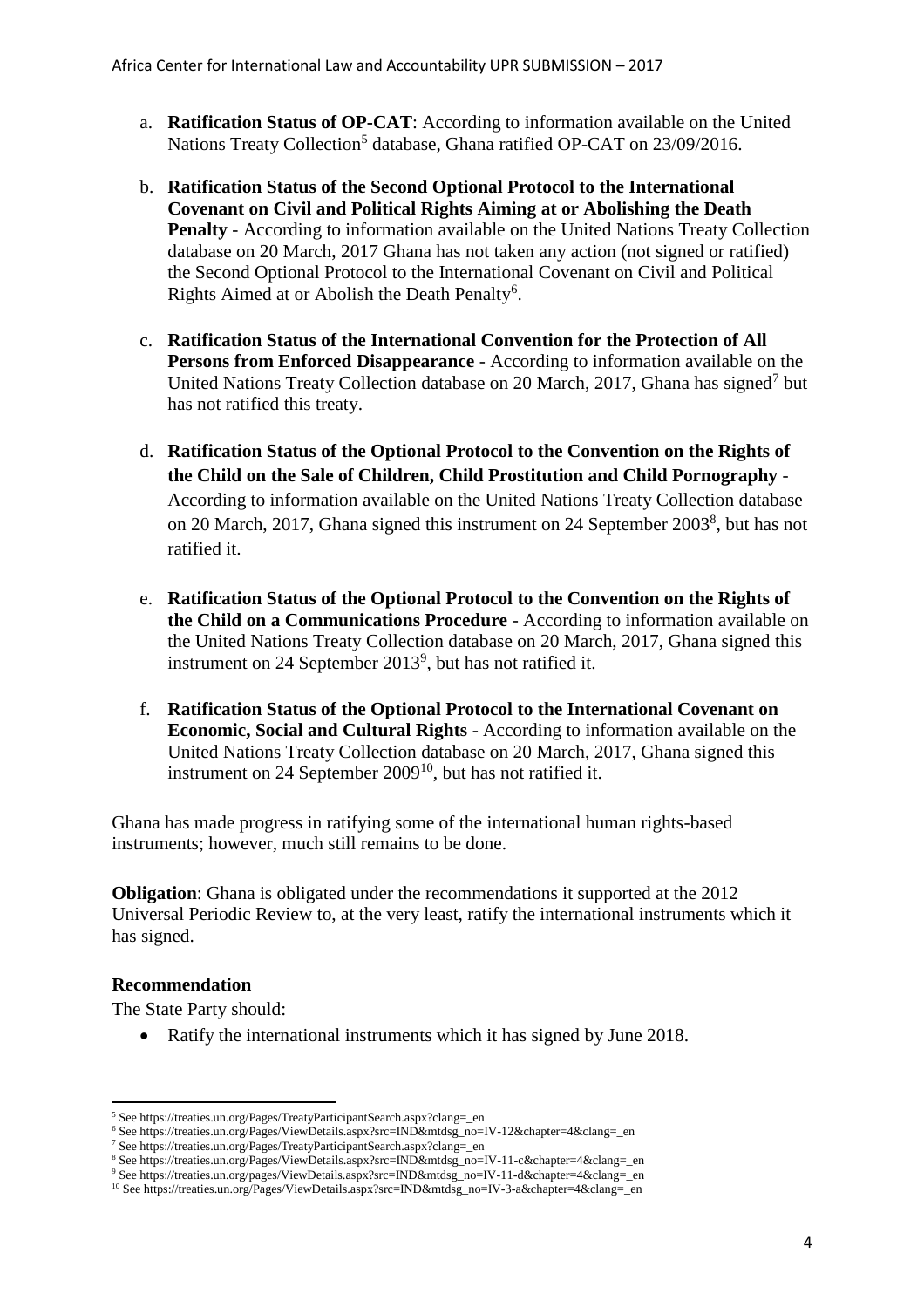a. **Ratification Status of OP-CAT**: According to information available on the United Nations Treaty Collection[5] database, Ghana ratified OP-CAT on 23/09/2016.

b. **Ratification Status of the Second Optional Protocol to the International Covenant on Civil and Political Rights Aiming at or Abolishing the Death Penalty** - According to information available on the United Nations Treaty Collection database on 20 March, 2017 Ghana has not taken any action (not signed or ratified) the Second Optional Protocol to the International Covenant on Civil and Political Rights Aimed at or Abolish the Death Penalty[6].

c. **Ratification Status of the International Convention for the Protection of All Persons from Enforced Disappearance** - According to information available on the United Nations Treaty Collection database on 20 March, 2017, Ghana has signed[7] but has not ratified this treaty.

d. **Ratification Status of the Optional Protocol to the Convention on the Rights of the Child on the Sale of Children, Child Prostitution and Child Pornography** - According to information available on the United Nations Treaty Collection database on 20 March, 2017, Ghana signed this instrument on 24 September 2003[8], but has not ratified it.

e. **Ratification Status of the Optional Protocol to the Convention on the Rights of the Child on a Communications Procedure** - According to information available on the United Nations Treaty Collection database on 20 March, 2017, Ghana signed this instrument on 24 September 2013[9], but has not ratified it.

f. **Ratification Status of the Optional Protocol to the International Covenant on Economic, Social and Cultural Rights** - According to information available on the United Nations Treaty Collection database on 20 March, 2017, Ghana signed this instrument on 24 September 2009[10], but has not ratified it.

Ghana has made progress in ratifying some of the international human rights-based instruments; however, much still remains to be done.

**Obligation**: Ghana is obligated under the recommendations it supported at the 2012 Universal Periodic Review to, at the very least, ratify the international instruments which it has signed.

**Recommendation**

The State Party should:

- Ratify the international instruments which it has signed by June 2018.

---

[5] See https://treaties.un.org/Pages/TreatyParticipantSearch.aspx?clang=_en
[6] See https://treaties.un.org/Pages/ViewDetails.aspx?src=IND&mtdsg_no=IV-12&chapter=4&clang=_en
[7] See https://treaties.un.org/Pages/TreatyParticipantSearch.aspx?clang=_en
[8] See https://treaties.un.org/Pages/ViewDetails.aspx?src=IND&mtdsg_no=IV-11-c&chapter=4&clang=_en
[9] See https://treaties.un.org/pages/ViewDetails.aspx?src=IND&mtdsg_no=IV-11-d&chapter=4&clang=_en
[10] See https://treaties.un.org/Pages/ViewDetails.aspx?src=IND&mtdsg_no=IV-3-a&chapter=4&clang=_en